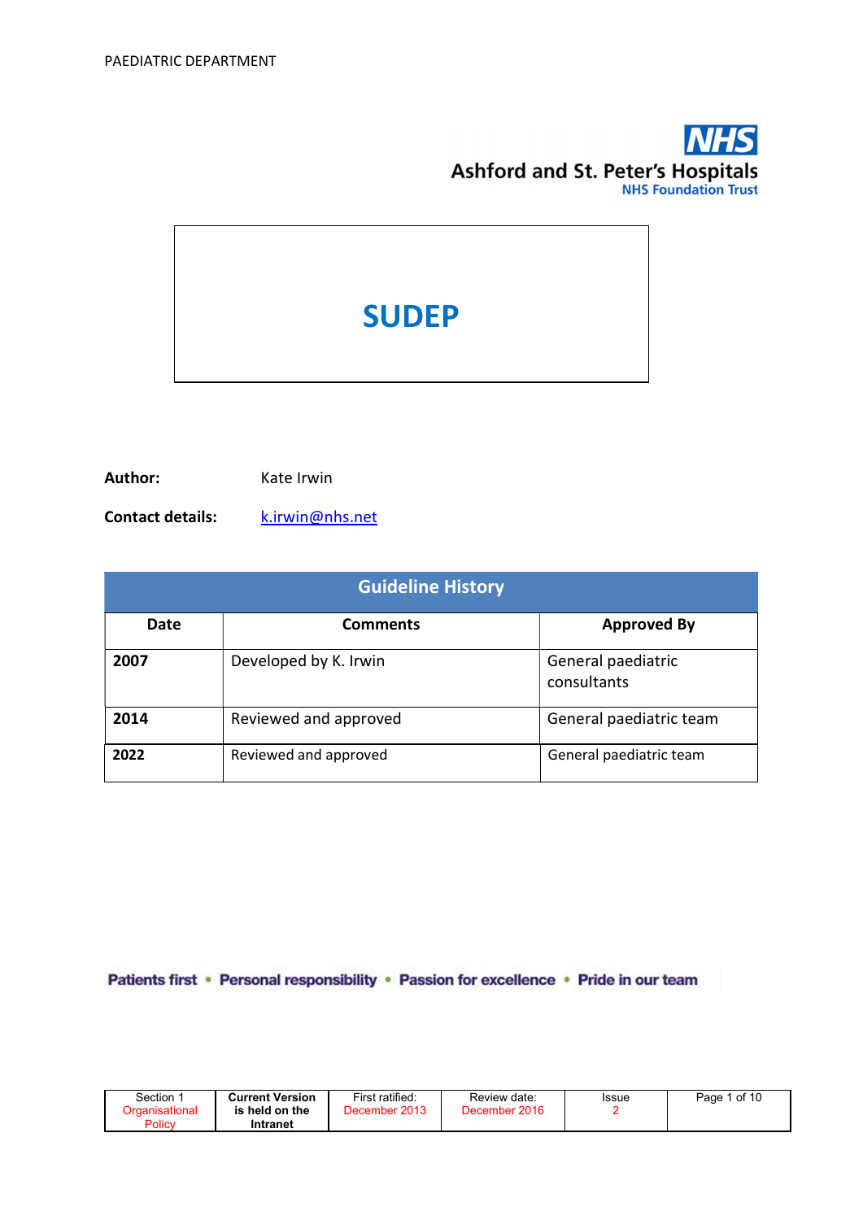PAEDIATRIC DEPARTMENT

**Ashford and St. Peter's Hospitals**
**NHS Foundation Trust**

# SUDEP

**Author:** Kate Irwin

**Contact details:** k.irwin@nhs.net

| Guideline History | | |
|---|---|---|
| **Date** | **Comments** | **Approved By** |
| **2007** | Developed by K. Irwin | General paediatric consultants |
| **2014** | Reviewed and approved | General paediatric team |
| **2022** | Reviewed and approved | General paediatric team |

Patients first • Personal responsibility • Passion for excellence • Pride in our team

| Section 1 Organisational Policy | Current Version is held on the Intranet | First ratified: December 2013 | Review date: December 2016 | Issue 2 |
|---|---|---|---|---|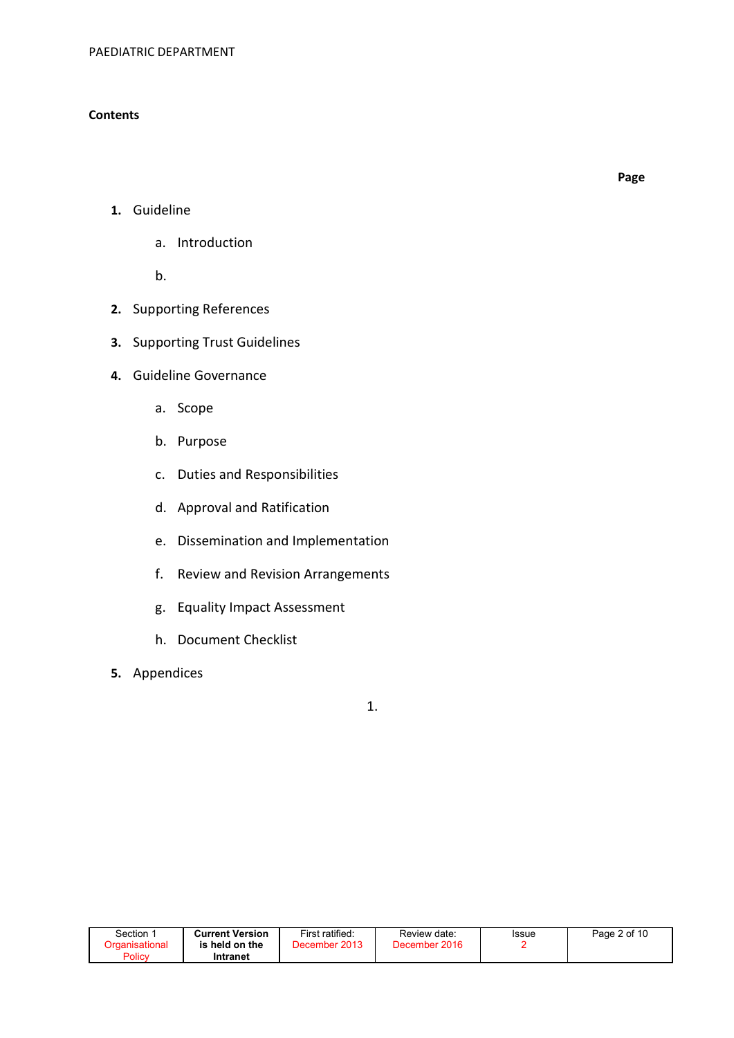**Contents**

**Page**

1. Guideline
   a. Introduction
   b.
2. Supporting References
3. Supporting Trust Guidelines
4. Guideline Governance
   a. Scope
   b. Purpose
   c. Duties and Responsibilities
   d. Approval and Ratification
   e. Dissemination and Implementation
   f. Review and Revision Arrangements
   g. Equality Impact Assessment
   h. Document Checklist
5. Appendices

1.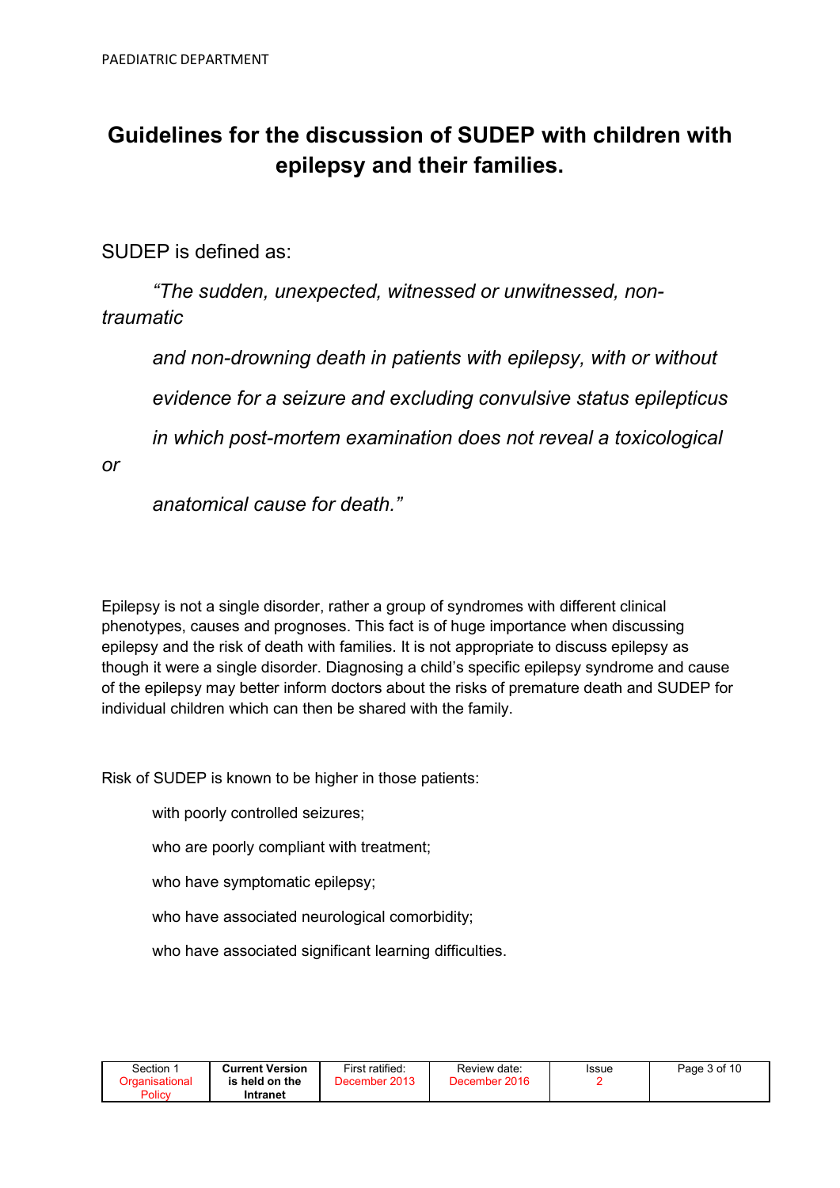# Guidelines for the discussion of SUDEP with children with epilepsy and their families.

SUDEP is defined as:

> *"The sudden, unexpected, witnessed or unwitnessed, non-traumatic and non-drowning death in patients with epilepsy, with or without evidence for a seizure and excluding convulsive status epilepticus in which post-mortem examination does not reveal a toxicological or anatomical cause for death."*

Epilepsy is not a single disorder, rather a group of syndromes with different clinical phenotypes, causes and prognoses. This fact is of huge importance when discussing epilepsy and the risk of death with families. It is not appropriate to discuss epilepsy as though it were a single disorder. Diagnosing a child's specific epilepsy syndrome and cause of the epilepsy may better inform doctors about the risks of premature death and SUDEP for individual children which can then be shared with the family.

Risk of SUDEP is known to be higher in those patients:

- with poorly controlled seizures;
- who are poorly compliant with treatment;
- who have symptomatic epilepsy;
- who have associated neurological comorbidity;
- who have associated significant learning difficulties.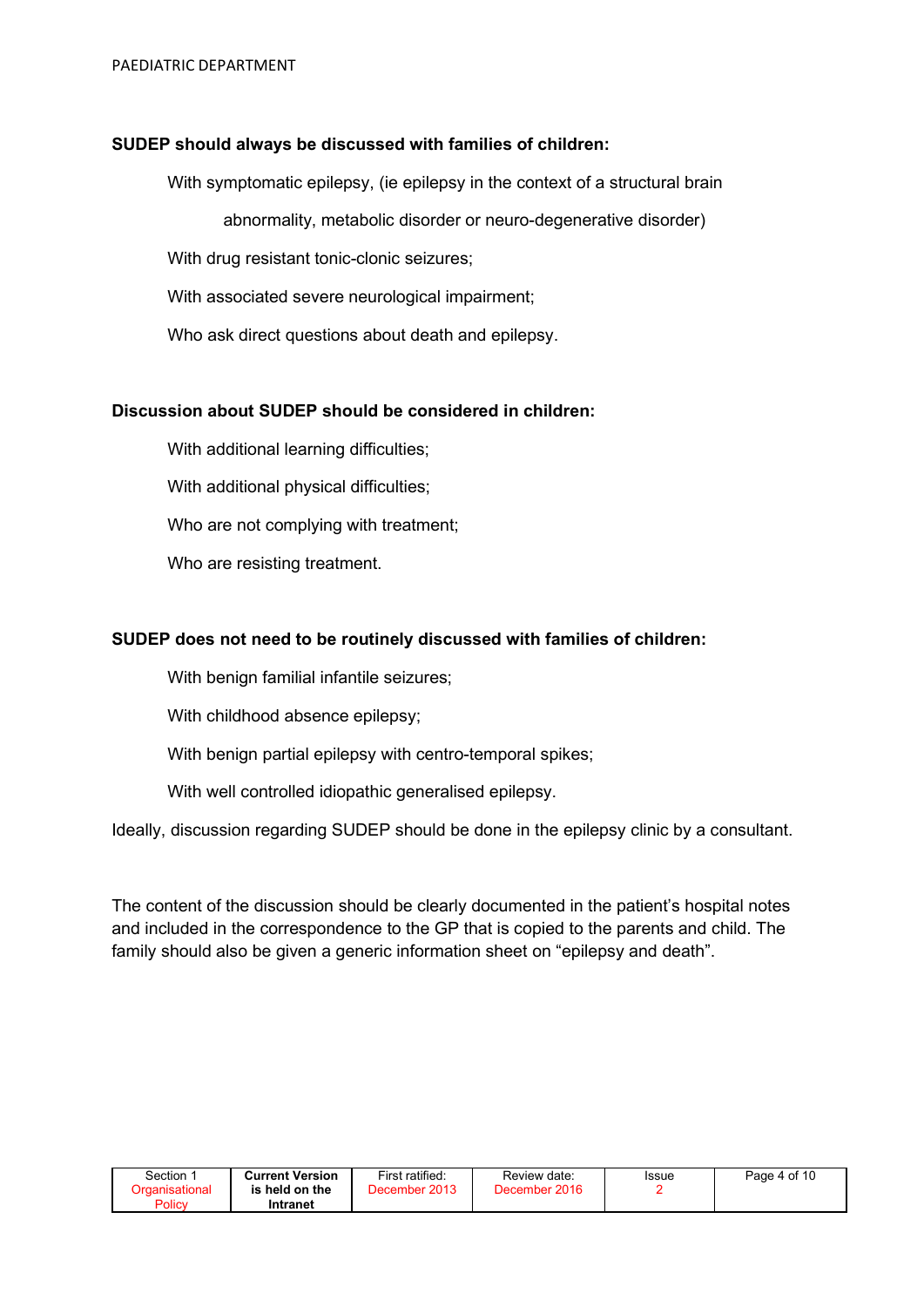**SUDEP should always be discussed with families of children:**

- With symptomatic epilepsy, (ie epilepsy in the context of a structural brain abnormality, metabolic disorder or neuro-degenerative disorder)
- With drug resistant tonic-clonic seizures;
- With associated severe neurological impairment;
- Who ask direct questions about death and epilepsy.

**Discussion about SUDEP should be considered in children:**

- With additional learning difficulties;
- With additional physical difficulties;
- Who are not complying with treatment;
- Who are resisting treatment.

**SUDEP does not need to be routinely discussed with families of children:**

- With benign familial infantile seizures;
- With childhood absence epilepsy;
- With benign partial epilepsy with centro-temporal spikes;
- With well controlled idiopathic generalised epilepsy.

Ideally, discussion regarding SUDEP should be done in the epilepsy clinic by a consultant.

The content of the discussion should be clearly documented in the patient's hospital notes and included in the correspondence to the GP that is copied to the parents and child. The family should also be given a generic information sheet on "epilepsy and death".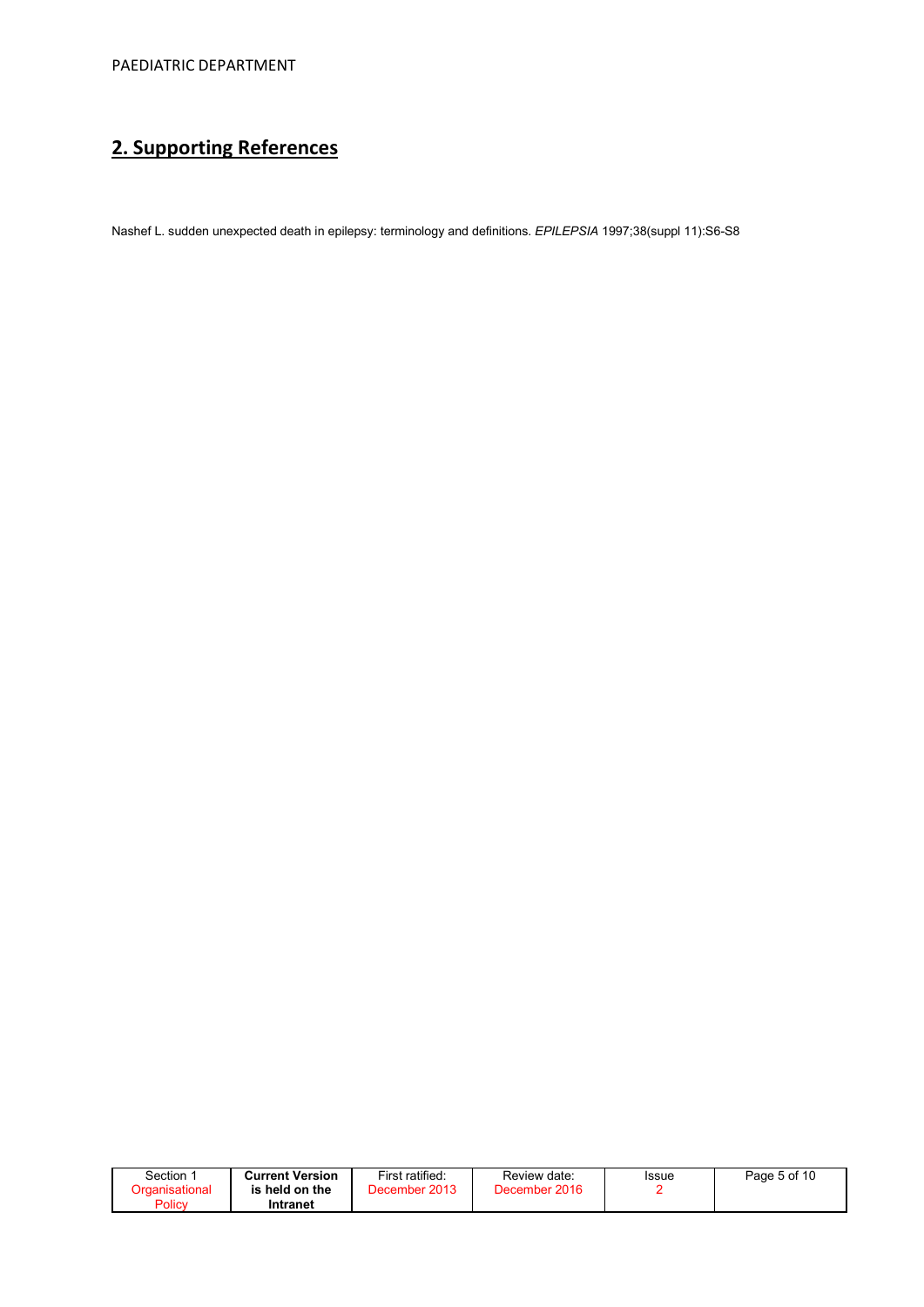## 2. Supporting References

Nashef L. sudden unexpected death in epilepsy: terminology and definitions. *EPILEPSIA* 1997;38(suppl 11):S6-S8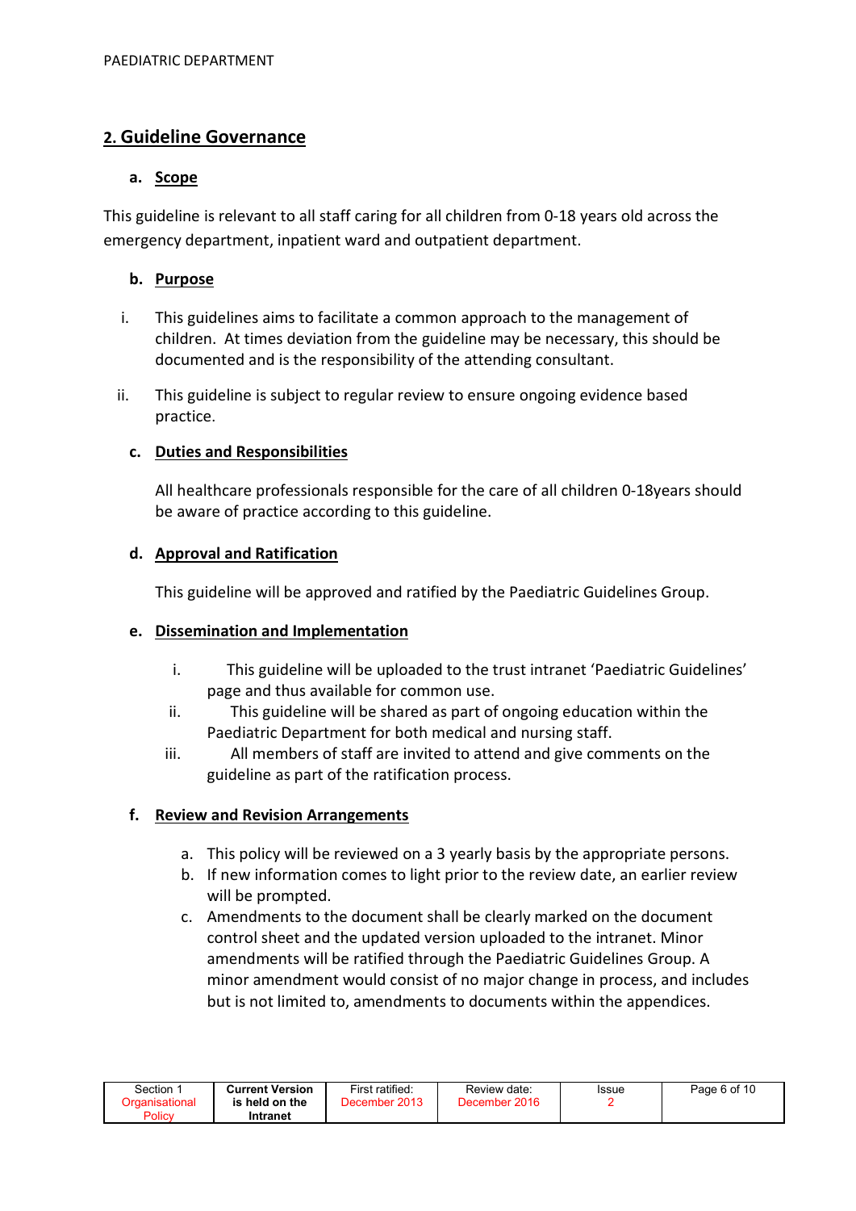## 2. Guideline Governance

### a. Scope

This guideline is relevant to all staff caring for all children from 0-18 years old across the emergency department, inpatient ward and outpatient department.

### b. Purpose

i. This guidelines aims to facilitate a common approach to the management of children. At times deviation from the guideline may be necessary, this should be documented and is the responsibility of the attending consultant.

ii. This guideline is subject to regular review to ensure ongoing evidence based practice.

### c. Duties and Responsibilities

All healthcare professionals responsible for the care of all children 0-18years should be aware of practice according to this guideline.

### d. Approval and Ratification

This guideline will be approved and ratified by the Paediatric Guidelines Group.

### e. Dissemination and Implementation

i. This guideline will be uploaded to the trust intranet 'Paediatric Guidelines' page and thus available for common use.
ii. This guideline will be shared as part of ongoing education within the Paediatric Department for both medical and nursing staff.
iii. All members of staff are invited to attend and give comments on the guideline as part of the ratification process.

### f. Review and Revision Arrangements

a. This policy will be reviewed on a 3 yearly basis by the appropriate persons.
b. If new information comes to light prior to the review date, an earlier review will be prompted.
c. Amendments to the document shall be clearly marked on the document control sheet and the updated version uploaded to the intranet. Minor amendments will be ratified through the Paediatric Guidelines Group. A minor amendment would consist of no major change in process, and includes but is not limited to, amendments to documents within the appendices.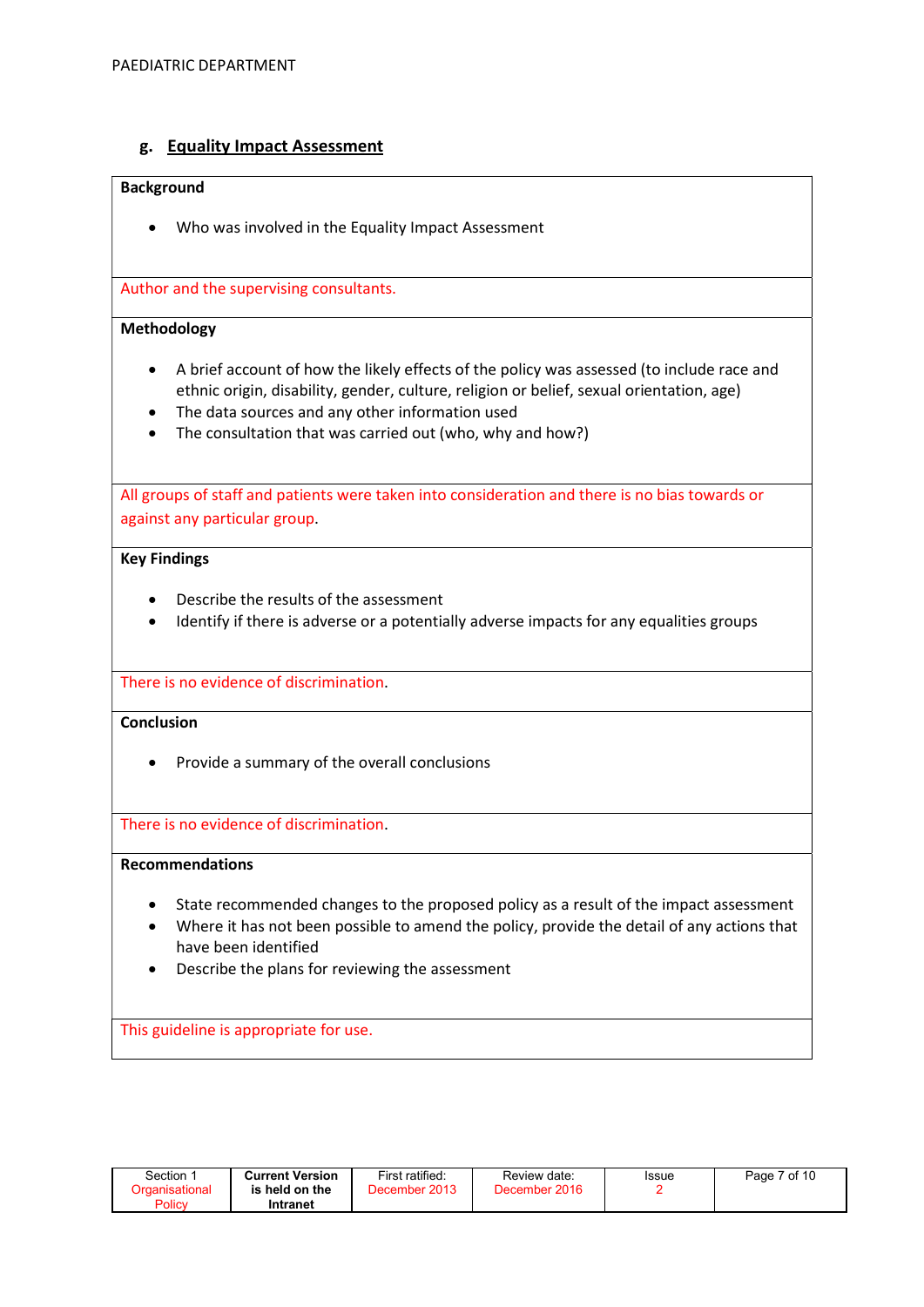## g. Equality Impact Assessment

**Background**

- Who was involved in the Equality Impact Assessment

Author and the supervising consultants.

**Methodology**

- A brief account of how the likely effects of the policy was assessed (to include race and ethnic origin, disability, gender, culture, religion or belief, sexual orientation, age)
- The data sources and any other information used
- The consultation that was carried out (who, why and how?)

All groups of staff and patients were taken into consideration and there is no bias towards or against any particular group.

**Key Findings**

- Describe the results of the assessment
- Identify if there is adverse or a potentially adverse impacts for any equalities groups

There is no evidence of discrimination.

**Conclusion**

- Provide a summary of the overall conclusions

There is no evidence of discrimination.

**Recommendations**

- State recommended changes to the proposed policy as a result of the impact assessment
- Where it has not been possible to amend the policy, provide the detail of any actions that have been identified
- Describe the plans for reviewing the assessment

This guideline is appropriate for use.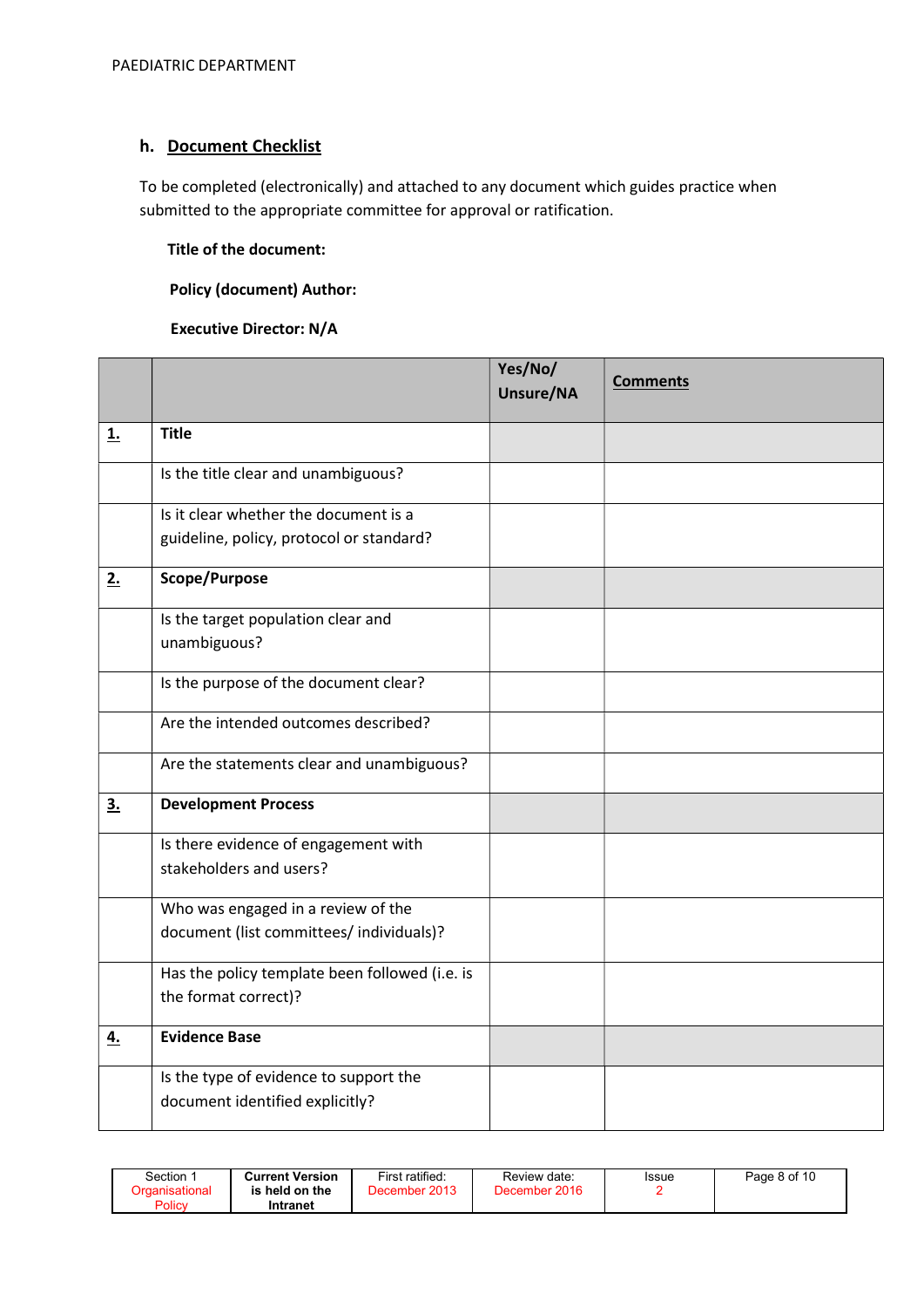## h. Document Checklist

To be completed (electronically) and attached to any document which guides practice when submitted to the appropriate committee for approval or ratification.

**Title of the document:**

**Policy (document) Author:**

**Executive Director: N/A**

| | | Yes/No/ Unsure/NA | Comments |
|---|---|---|---|
| **1.** | **Title** | | |
| | Is the title clear and unambiguous? | | |
| | Is it clear whether the document is a guideline, policy, protocol or standard? | | |
| **2.** | **Scope/Purpose** | | |
| | Is the target population clear and unambiguous? | | |
| | Is the purpose of the document clear? | | |
| | Are the intended outcomes described? | | |
| | Are the statements clear and unambiguous? | | |
| **3.** | **Development Process** | | |
| | Is there evidence of engagement with stakeholders and users? | | |
| | Who was engaged in a review of the document (list committees/ individuals)? | | |
| | Has the policy template been followed (i.e. is the format correct)? | | |
| **4.** | **Evidence Base** | | |
| | Is the type of evidence to support the document identified explicitly? | | |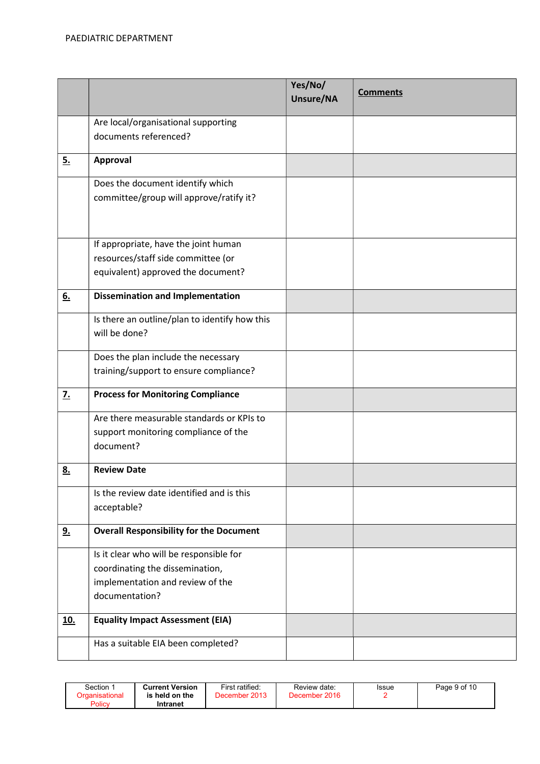|  |  | Yes/No/ Unsure/NA | **Comments** |
|---|---|---|---|
|  | Are local/organisational supporting documents referenced? |  |  |
| **5.** | **Approval** |  |  |
|  | Does the document identify which committee/group will approve/ratify it? |  |  |
|  | If appropriate, have the joint human resources/staff side committee (or equivalent) approved the document? |  |  |
| **6.** | **Dissemination and Implementation** |  |  |
|  | Is there an outline/plan to identify how this will be done? |  |  |
|  | Does the plan include the necessary training/support to ensure compliance? |  |  |
| **7.** | **Process for Monitoring Compliance** |  |  |
|  | Are there measurable standards or KPIs to support monitoring compliance of the document? |  |  |
| **8.** | **Review Date** |  |  |
|  | Is the review date identified and is this acceptable? |  |  |
| **9.** | **Overall Responsibility for the Document** |  |  |
|  | Is it clear who will be responsible for coordinating the dissemination, implementation and review of the documentation? |  |  |
| **10.** | **Equality Impact Assessment (EIA)** |  |  |
|  | Has a suitable EIA been completed? |  |  |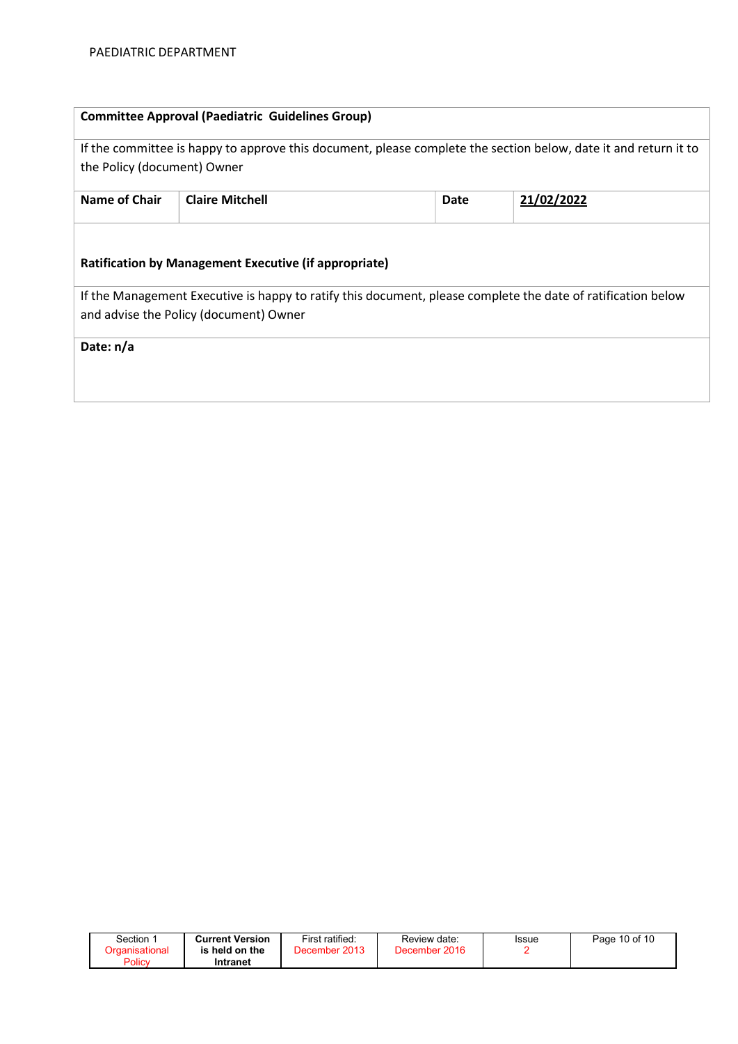| Committee Approval (Paediatric Guidelines Group) | | | |
|---|---|---|---|
| If the committee is happy to approve this document, please complete the section below, date it and return it to the Policy (document) Owner | | | |
| **Name of Chair** | **Claire Mitchell** | **Date** | **21/02/2022** |

**Ratification by Management Executive (if appropriate)**

If the Management Executive is happy to ratify this document, please complete the date of ratification below and advise the Policy (document) Owner

**Date: n/a**